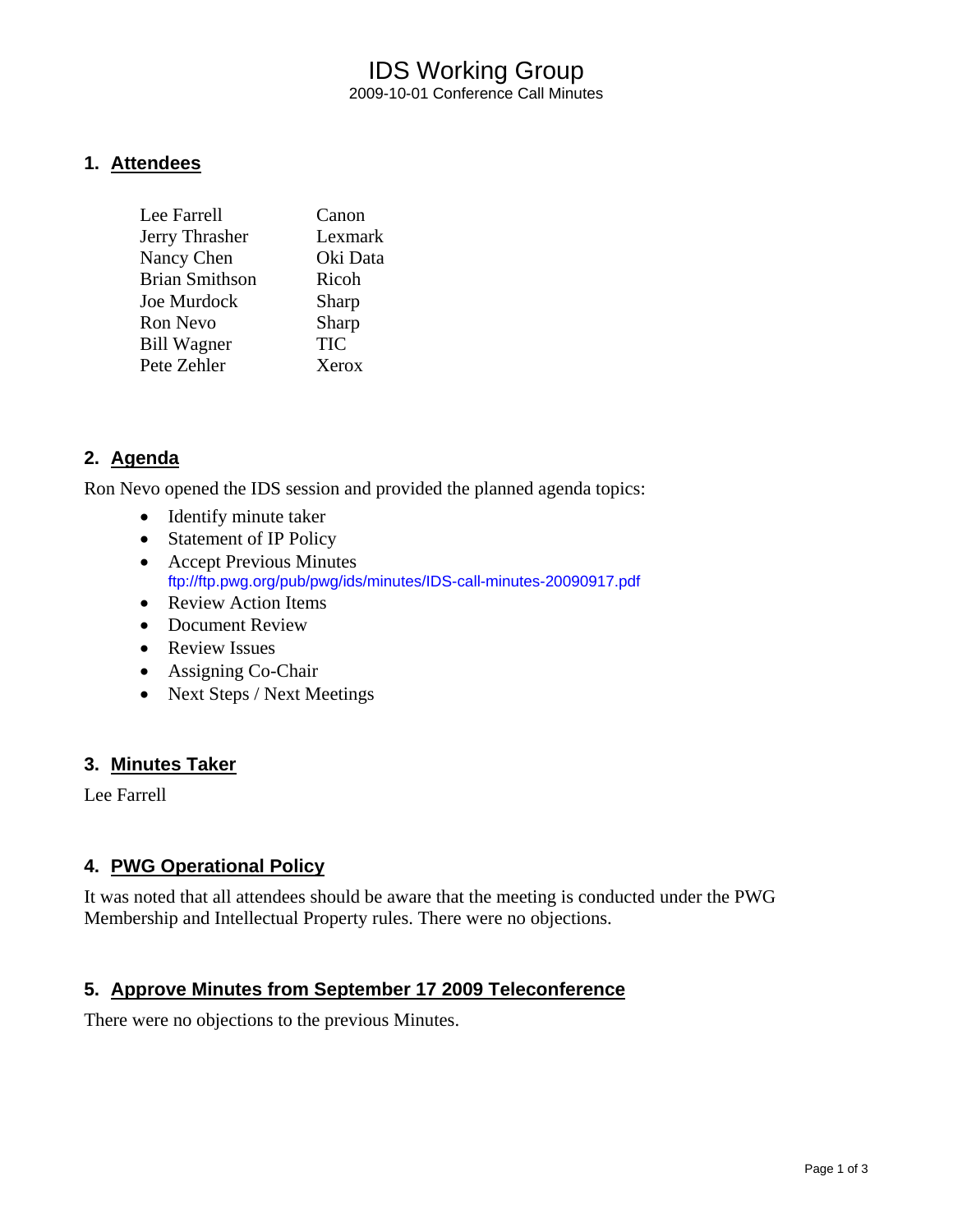# IDS Working Group

2009-10-01 Conference Call Minutes

## 1. Attendees

| | |
|---|---|
| Lee Farrell | Canon |
| Jerry Thrasher | Lexmark |
| Nancy Chen | Oki Data |
| Brian Smithson | Ricoh |
| Joe Murdock | Sharp |
| Ron Nevo | Sharp |
| Bill Wagner | TIC |
| Pete Zehler | Xerox |

## 2. Agenda

Ron Nevo opened the IDS session and provided the planned agenda topics:

- Identify minute taker
- Statement of IP Policy
- Accept Previous Minutes
  ftp://ftp.pwg.org/pub/pwg/ids/minutes/IDS-call-minutes-20090917.pdf
- Review Action Items
- Document Review
- Review Issues
- Assigning Co-Chair
- Next Steps / Next Meetings

## 3. Minutes Taker

Lee Farrell

## 4. PWG Operational Policy

It was noted that all attendees should be aware that the meeting is conducted under the PWG Membership and Intellectual Property rules. There were no objections.

## 5. Approve Minutes from September 17 2009 Teleconference

There were no objections to the previous Minutes.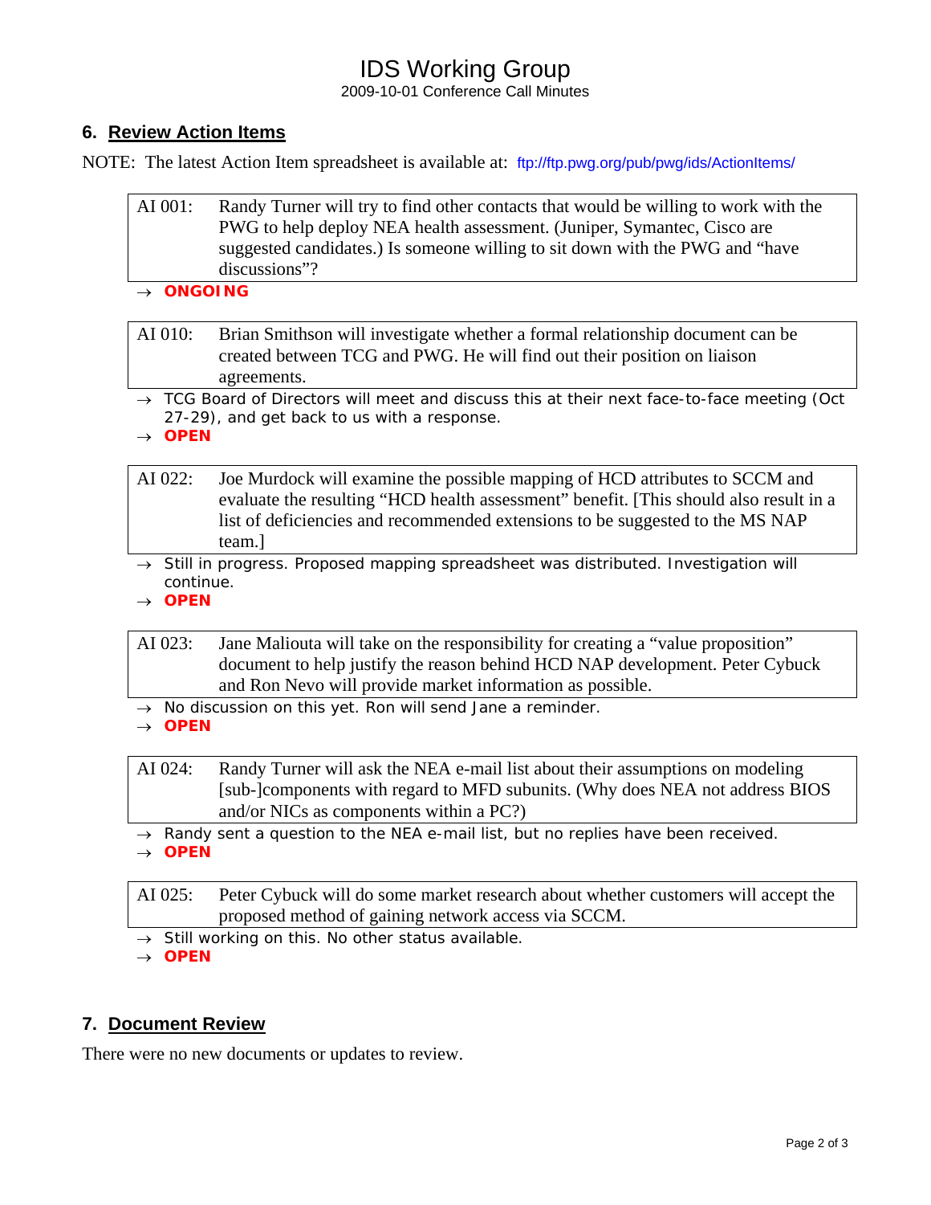## 6. Review Action Items

NOTE: The latest Action Item spreadsheet is available at: ftp://ftp.pwg.org/pub/pwg/ids/ActionItems/

AI 001: Randy Turner will try to find other contacts that would be willing to work with the PWG to help deploy NEA health assessment. (Juniper, Symantec, Cisco are suggested candidates.) Is someone willing to sit down with the PWG and "have discussions"?

→ **ONGOING**

AI 010: Brian Smithson will investigate whether a formal relationship document can be created between TCG and PWG. He will find out their position on liaison agreements.

→ TCG Board of Directors will meet and discuss this at their next face-to-face meeting (Oct 27-29), and get back to us with a response.

→ **OPEN**

AI 022: Joe Murdock will examine the possible mapping of HCD attributes to SCCM and evaluate the resulting "HCD health assessment" benefit. [This should also result in a list of deficiencies and recommended extensions to be suggested to the MS NAP team.]

→ Still in progress. Proposed mapping spreadsheet was distributed. Investigation will continue.

→ **OPEN**

AI 023: Jane Maliouta will take on the responsibility for creating a "value proposition" document to help justify the reason behind HCD NAP development. Peter Cybuck and Ron Nevo will provide market information as possible.

→ No discussion on this yet. Ron will send Jane a reminder.

→ **OPEN**

AI 024: Randy Turner will ask the NEA e-mail list about their assumptions on modeling [sub-]components with regard to MFD subunits. (Why does NEA not address BIOS and/or NICs as components within a PC?)

→ Randy sent a question to the NEA e-mail list, but no replies have been received.

→ **OPEN**

AI 025: Peter Cybuck will do some market research about whether customers will accept the proposed method of gaining network access via SCCM.

→ Still working on this. No other status available.

→ **OPEN**

## 7. Document Review

There were no new documents or updates to review.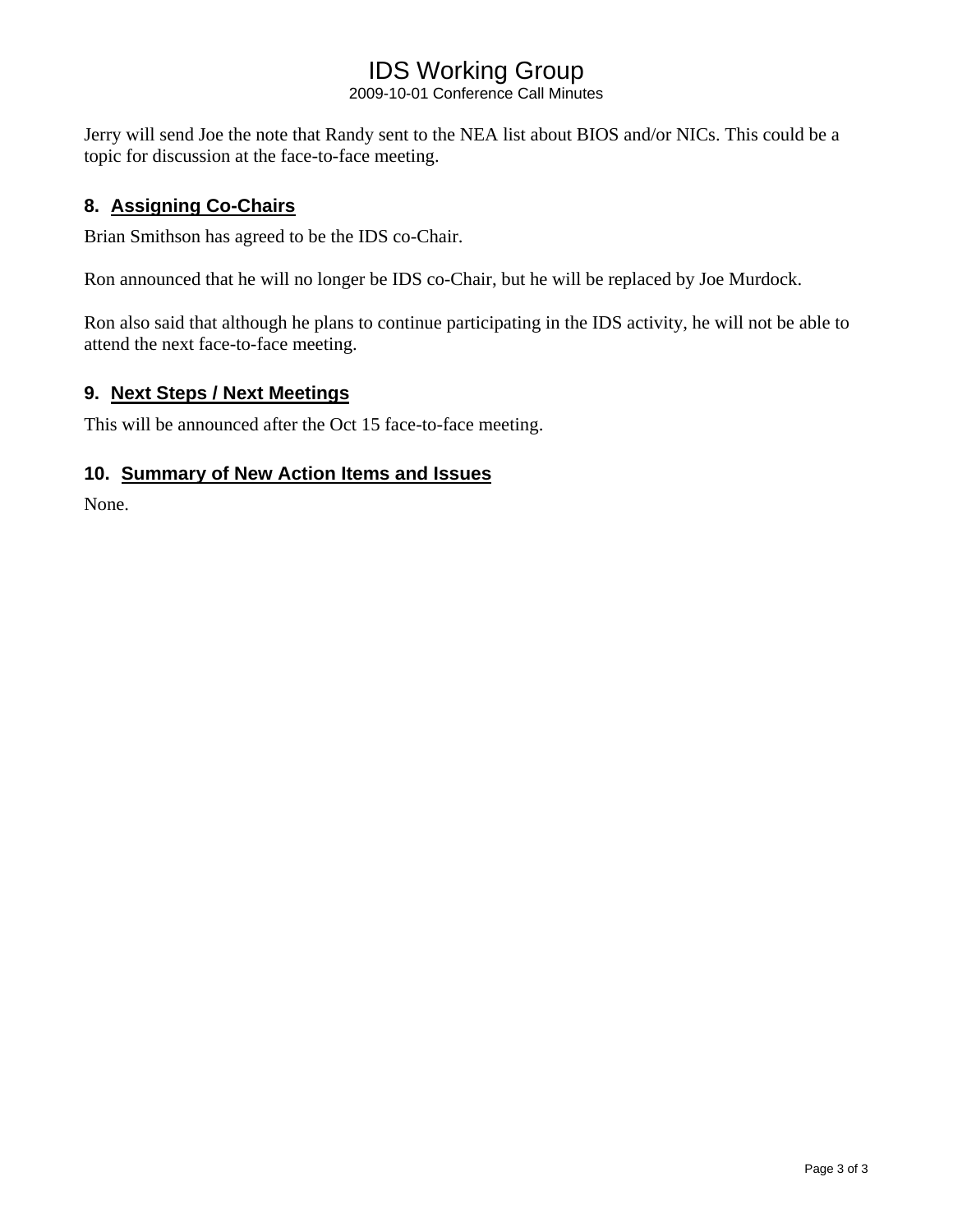Jerry will send Joe the note that Randy sent to the NEA list about BIOS and/or NICs. This could be a topic for discussion at the face-to-face meeting.

## 8. Assigning Co-Chairs

Brian Smithson has agreed to be the IDS co-Chair.

Ron announced that he will no longer be IDS co-Chair, but he will be replaced by Joe Murdock.

Ron also said that although he plans to continue participating in the IDS activity, he will not be able to attend the next face-to-face meeting.

## 9. Next Steps / Next Meetings

This will be announced after the Oct 15 face-to-face meeting.

## 10. Summary of New Action Items and Issues

None.